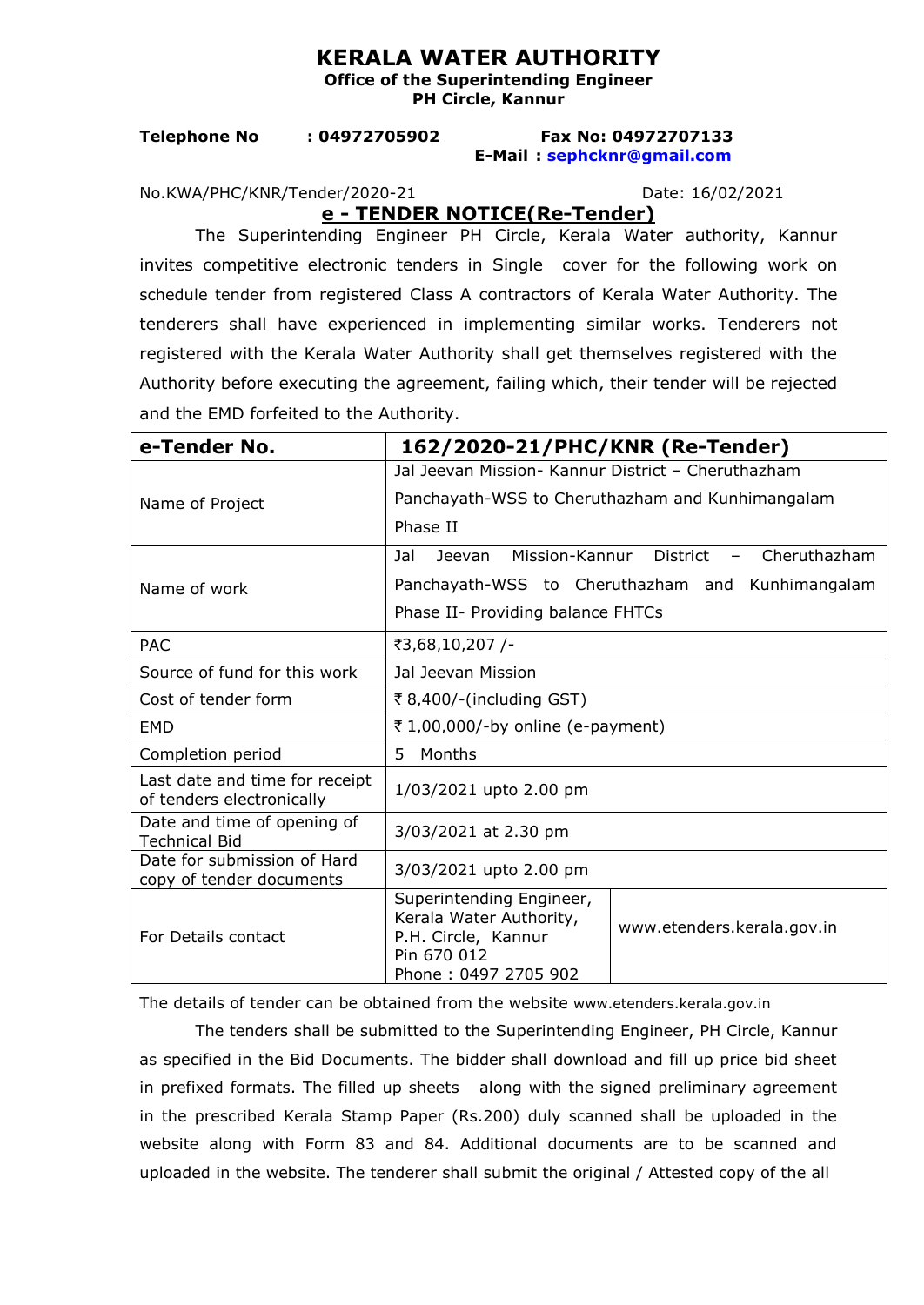# KERALA WATER AUTHORITY

**Office of the Superintending Engineer**
**PH Circle, Kannur**

**Telephone No : 04972705902** **Fax No: 04972707133**
**E-Mail : sephcknr@gmail.com**

No.KWA/PHC/KNR/Tender/2020-21 Date: 16/02/2021

## e - TENDER NOTICE(Re-Tender)

The Superintending Engineer PH Circle, Kerala Water authority, Kannur invites competitive electronic tenders in Single cover for the following work on schedule tender from registered Class A contractors of Kerala Water Authority. The tenderers shall have experienced in implementing similar works. Tenderers not registered with the Kerala Water Authority shall get themselves registered with the Authority before executing the agreement, failing which, their tender will be rejected and the EMD forfeited to the Authority.

| **e-Tender No.** | **162/2020-21/PHC/KNR (Re-Tender)** | |
|---|---|---|
| Name of Project | Jal Jeevan Mission- Kannur District – Cheruthazham Panchayath-WSS to Cheruthazham and Kunhimangalam Phase II | |
| Name of work | Jal Jeevan Mission-Kannur District – Cheruthazham Panchayath-WSS to Cheruthazham and Kunhimangalam Phase II- Providing balance FHTCs | |
| PAC | ₹3,68,10,207 /- | |
| Source of fund for this work | Jal Jeevan Mission | |
| Cost of tender form | ₹ 8,400/-(including GST) | |
| EMD | ₹ 1,00,000/-by online (e-payment) | |
| Completion period | 5 Months | |
| Last date and time for receipt of tenders electronically | 1/03/2021 upto 2.00 pm | |
| Date and time of opening of Technical Bid | 3/03/2021 at 2.30 pm | |
| Date for submission of Hard copy of tender documents | 3/03/2021 upto 2.00 pm | |
| For Details contact | Superintending Engineer, Kerala Water Authority, P.H. Circle, Kannur Pin 670 012 Phone : 0497 2705 902 | www.etenders.kerala.gov.in |

The details of tender can be obtained from the website www.etenders.kerala.gov.in

The tenders shall be submitted to the Superintending Engineer, PH Circle, Kannur as specified in the Bid Documents. The bidder shall download and fill up price bid sheet in prefixed formats. The filled up sheets along with the signed preliminary agreement in the prescribed Kerala Stamp Paper (Rs.200) duly scanned shall be uploaded in the website along with Form 83 and 84. Additional documents are to be scanned and uploaded in the website. The tenderer shall submit the original / Attested copy of the all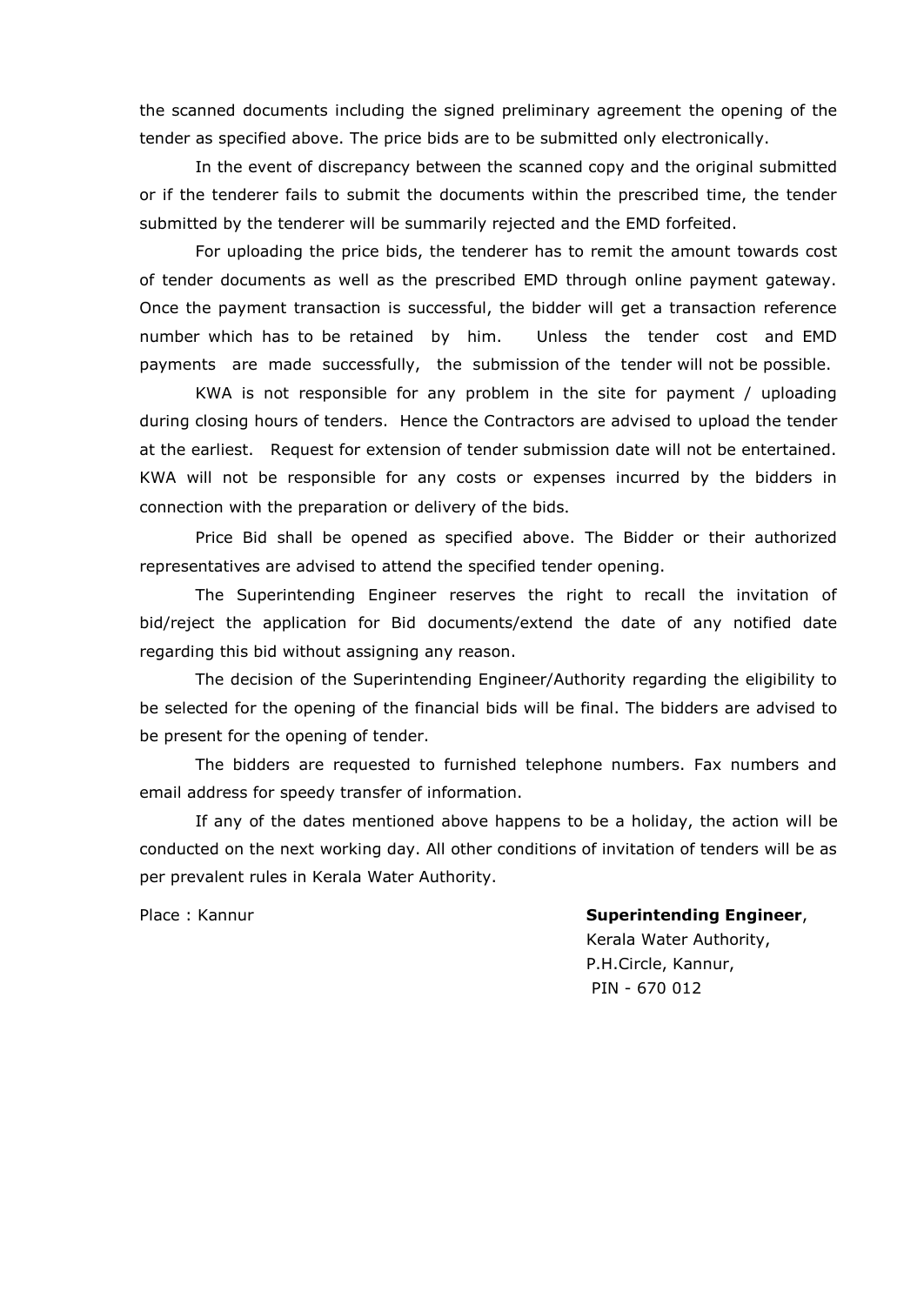the scanned documents including the signed preliminary agreement the opening of the tender as specified above. The price bids are to be submitted only electronically.

In the event of discrepancy between the scanned copy and the original submitted or if the tenderer fails to submit the documents within the prescribed time, the tender submitted by the tenderer will be summarily rejected and the EMD forfeited.

For uploading the price bids, the tenderer has to remit the amount towards cost of tender documents as well as the prescribed EMD through online payment gateway. Once the payment transaction is successful, the bidder will get a transaction reference number which has to be retained by him. Unless the tender cost and EMD payments are made successfully, the submission of the tender will not be possible.

KWA is not responsible for any problem in the site for payment / uploading during closing hours of tenders. Hence the Contractors are advised to upload the tender at the earliest. Request for extension of tender submission date will not be entertained. KWA will not be responsible for any costs or expenses incurred by the bidders in connection with the preparation or delivery of the bids.

Price Bid shall be opened as specified above. The Bidder or their authorized representatives are advised to attend the specified tender opening.

The Superintending Engineer reserves the right to recall the invitation of bid/reject the application for Bid documents/extend the date of any notified date regarding this bid without assigning any reason.

The decision of the Superintending Engineer/Authority regarding the eligibility to be selected for the opening of the financial bids will be final. The bidders are advised to be present for the opening of tender.

The bidders are requested to furnished telephone numbers. Fax numbers and email address for speedy transfer of information.

If any of the dates mentioned above happens to be a holiday, the action will be conducted on the next working day. All other conditions of invitation of tenders will be as per prevalent rules in Kerala Water Authority.

Place : Kannur

**Superintending Engineer**,
Kerala Water Authority,
P.H.Circle, Kannur,
PIN - 670 012